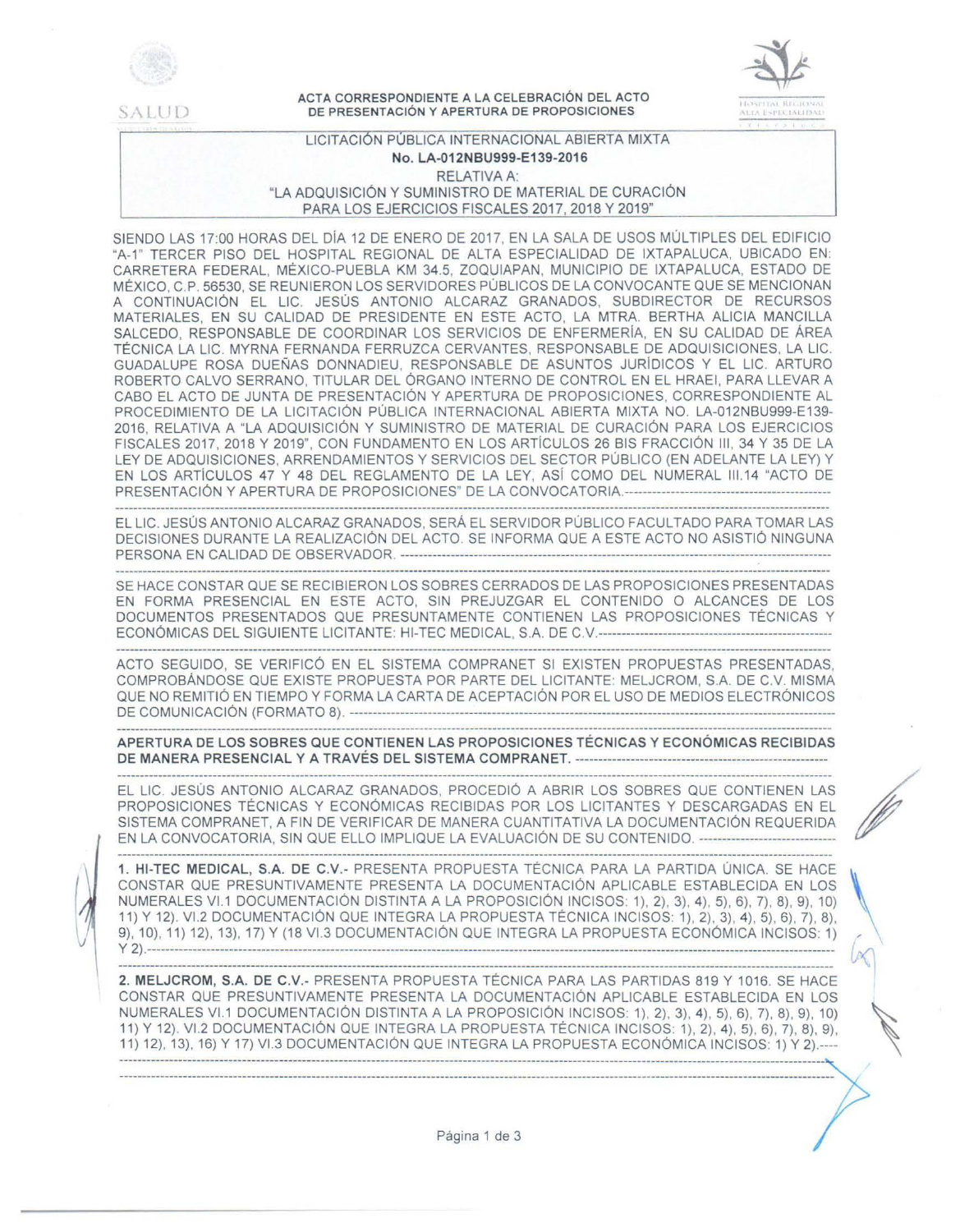**ACTA CORRESPONDIENTE A LA CELEBRACIÓN DEL ACTO DE PRESENTACIÓN Y APERTURA DE PROPOSICIONES**

LICITACIÓN PÚBLICA INTERNACIONAL ABIERTA MIXTA
**No. LA-012NBU999-E139-2016**
RELATIVA A:
"LA ADQUISICIÓN Y SUMINISTRO DE MATERIAL DE CURACIÓN PARA LOS EJERCICIOS FISCALES 2017, 2018 Y 2019"

SIENDO LAS 17:00 HORAS DEL DÍA 12 DE ENERO DE 2017, EN LA SALA DE USOS MÚLTIPLES DEL EDIFICIO "A-1" TERCER PISO DEL HOSPITAL REGIONAL DE ALTA ESPECIALIDAD DE IXTAPALUCA, UBICADO EN: CARRETERA FEDERAL, MÉXICO-PUEBLA KM 34.5, ZOQUIAPAN, MUNICIPIO DE IXTAPALUCA, ESTADO DE MÉXICO, C.P. 56530, SE REUNIERON LOS SERVIDORES PÚBLICOS DE LA CONVOCANTE QUE SE MENCIONAN A CONTINUACIÓN EL LIC. JESÚS ANTONIO ALCARAZ GRANADOS, SUBDIRECTOR DE RECURSOS MATERIALES, EN SU CALIDAD DE PRESIDENTE EN ESTE ACTO, LA MTRA. BERTHA ALICIA MANCILLA SALCEDO, RESPONSABLE DE COORDINAR LOS SERVICIOS DE ENFERMERÍA, EN SU CALIDAD DE ÁREA TÉCNICA LA LIC. MYRNA FERNANDA FERRUZCA CERVANTES, RESPONSABLE DE ADQUISICIONES, LA LIC. GUADALUPE ROSA DUEÑAS DONNADIEU, RESPONSABLE DE ASUNTOS JURÍDICOS Y EL LIC. ARTURO ROBERTO CALVO SERRANO, TITULAR DEL ÓRGANO INTERNO DE CONTROL EN EL HRAEI, PARA LLEVAR A CABO EL ACTO DE JUNTA DE PRESENTACIÓN Y APERTURA DE PROPOSICIONES, CORRESPONDIENTE AL PROCEDIMIENTO DE LA LICITACIÓN PÚBLICA INTERNACIONAL ABIERTA MIXTA NO. LA-012NBU999-E139-2016, RELATIVA A "LA ADQUISICIÓN Y SUMINISTRO DE MATERIAL DE CURACIÓN PARA LOS EJERCICIOS FISCALES 2017, 2018 Y 2019", CON FUNDAMENTO EN LOS ARTÍCULOS 26 BIS FRACCIÓN III, 34 Y 35 DE LA LEY DE ADQUISICIONES, ARRENDAMIENTOS Y SERVICIOS DEL SECTOR PÚBLICO (EN ADELANTE LA LEY) Y EN LOS ARTÍCULOS 47 Y 48 DEL REGLAMENTO DE LA LEY, ASÍ COMO DEL NUMERAL III.14 "ACTO DE PRESENTACIÓN Y APERTURA DE PROPOSICIONES" DE LA CONVOCATORIA.---

EL LIC. JESÚS ANTONIO ALCARAZ GRANADOS, SERÁ EL SERVIDOR PÚBLICO FACULTADO PARA TOMAR LAS DECISIONES DURANTE LA REALIZACIÓN DEL ACTO. SE INFORMA QUE A ESTE ACTO NO ASISTIÓ NINGUNA PERSONA EN CALIDAD DE OBSERVADOR. ---

SE HACE CONSTAR QUE SE RECIBIERON LOS SOBRES CERRADOS DE LAS PROPOSICIONES PRESENTADAS EN FORMA PRESENCIAL EN ESTE ACTO, SIN PREJUZGAR EL CONTENIDO O ALCANCES DE LOS DOCUMENTOS PRESENTADOS QUE PRESUNTAMENTE CONTIENEN LAS PROPOSICIONES TÉCNICAS Y ECONÓMICAS DEL SIGUIENTE LICITANTE: HI-TEC MEDICAL, S.A. DE C.V.---

ACTO SEGUIDO, SE VERIFICÓ EN EL SISTEMA COMPRANET SI EXISTEN PROPUESTAS PRESENTADAS, COMPROBÁNDOSE QUE EXISTE PROPUESTA POR PARTE DEL LICITANTE: MELJCROM, S.A. DE C.V. MISMA QUE NO REMITIÓ EN TIEMPO Y FORMA LA CARTA DE ACEPTACIÓN POR EL USO DE MEDIOS ELECTRÓNICOS DE COMUNICACIÓN (FORMATO 8). ---

**APERTURA DE LOS SOBRES QUE CONTIENEN LAS PROPOSICIONES TÉCNICAS Y ECONÓMICAS RECIBIDAS DE MANERA PRESENCIAL Y A TRAVÉS DEL SISTEMA COMPRANET.** ---

EL LIC. JESÚS ANTONIO ALCARAZ GRANADOS, PROCEDIÓ A ABRIR LOS SOBRES QUE CONTIENEN LAS PROPOSICIONES TÉCNICAS Y ECONÓMICAS RECIBIDAS POR LOS LICITANTES Y DESCARGADAS EN EL SISTEMA COMPRANET, A FIN DE VERIFICAR DE MANERA CUANTITATIVA LA DOCUMENTACIÓN REQUERIDA EN LA CONVOCATORIA, SIN QUE ELLO IMPLIQUE LA EVALUACIÓN DE SU CONTENIDO. ---

**1. HI-TEC MEDICAL, S.A. DE C.V.**- PRESENTA PROPUESTA TÉCNICA PARA LA PARTIDA ÚNICA. SE HACE CONSTAR QUE PRESUNTIVAMENTE PRESENTA LA DOCUMENTACIÓN APLICABLE ESTABLECIDA EN LOS NUMERALES VI.1 DOCUMENTACIÓN DISTINTA A LA PROPOSICIÓN INCISOS: 1), 2), 3), 4), 5), 6), 7), 8), 9), 10) 11) Y 12). VI.2 DOCUMENTACIÓN QUE INTEGRA LA PROPUESTA TÉCNICA INCISOS: 1), 2), 3), 4), 5), 6), 7), 8), 9), 10), 11) 12), 13), 17) Y (18 VI.3 DOCUMENTACIÓN QUE INTEGRA LA PROPUESTA ECONÓMICA INCISOS: 1) Y 2).---

**2. MELJCROM, S.A. DE C.V.**- PRESENTA PROPUESTA TÉCNICA PARA LAS PARTIDAS 819 Y 1016. SE HACE CONSTAR QUE PRESUNTIVAMENTE PRESENTA LA DOCUMENTACIÓN APLICABLE ESTABLECIDA EN LOS NUMERALES VI.1 DOCUMENTACIÓN DISTINTA A LA PROPOSICIÓN INCISOS: 1), 2), 3), 4), 5), 6), 7), 8), 9), 10) 11) Y 12). VI.2 DOCUMENTACIÓN QUE INTEGRA LA PROPUESTA TÉCNICA INCISOS: 1), 2), 4), 5), 6), 7), 8), 9), 11) 12), 13), 16) Y 17) VI.3 DOCUMENTACIÓN QUE INTEGRA LA PROPUESTA ECONÓMICA INCISOS: 1) Y 2).----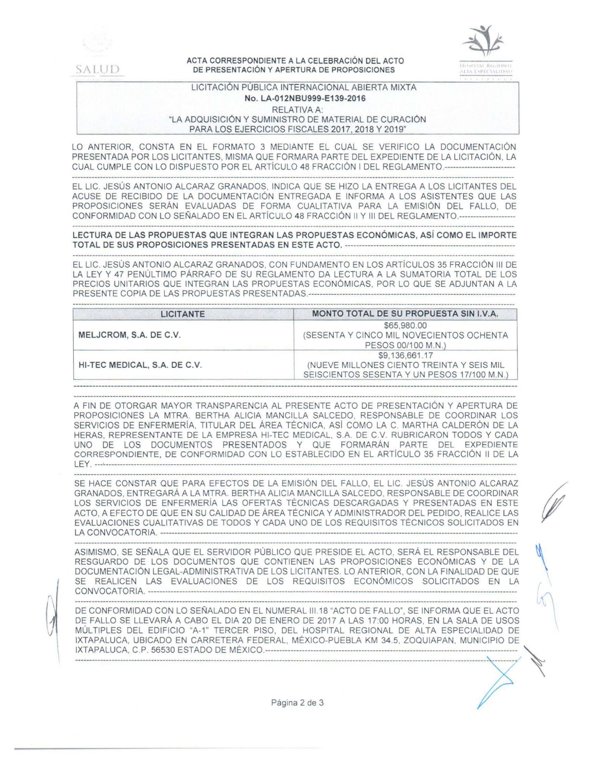**ACTA CORRESPONDIENTE A LA CELEBRACIÓN DEL ACTO DE PRESENTACIÓN Y APERTURA DE PROPOSICIONES**

LICITACIÓN PÚBLICA INTERNACIONAL ABIERTA MIXTA
**No. LA-012NBU999-E139-2016**
RELATIVA A:
"LA ADQUISICIÓN Y SUMINISTRO DE MATERIAL DE CURACIÓN PARA LOS EJERCICIOS FISCALES 2017, 2018 Y 2019"

LO ANTERIOR, CONSTA EN EL FORMATO 3 MEDIANTE EL CUAL SE VERIFICO LA DOCUMENTACIÓN PRESENTADA POR LOS LICITANTES, MISMA QUE FORMARA PARTE DEL EXPEDIENTE DE LA LICITACIÓN, LA CUAL CUMPLE CON LO DISPUESTO POR EL ARTÍCULO 48 FRACCIÓN I DEL REGLAMENTO.------------------------

EL LIC. JESÚS ANTONIO ALCARAZ GRANADOS, INDICA QUE SE HIZO LA ENTREGA A LOS LICITANTES DEL ACUSE DE RECIBIDO DE LA DOCUMENTACIÓN ENTREGADA E INFORMA A LOS ASISTENTES QUE LAS PROPOSICIONES SERÁN EVALUADAS DE FORMA CUALITATIVA PARA LA EMISIÓN DEL FALLO, DE CONFORMIDAD CON LO SEÑALADO EN EL ARTÍCULO 48 FRACCIÓN II Y III DEL REGLAMENTO.--------------------

**LECTURA DE LAS PROPUESTAS QUE INTEGRAN LAS PROPUESTAS ECONÓMICAS, ASÍ COMO EL IMPORTE TOTAL DE SUS PROPOSICIONES PRESENTADAS EN ESTE ACTO.** ------------------------------------------

EL LIC. JESÚS ANTONIO ALCARAZ GRANADOS, CON FUNDAMENTO EN LOS ARTÍCULOS 35 FRACCIÓN III DE LA LEY Y 47 PENÚLTIMO PÁRRAFO DE SU REGLAMENTO DA LECTURA A LA SUMATORIA TOTAL DE LOS PRECIOS UNITARIOS QUE INTEGRAN LAS PROPUESTAS ECONÓMICAS, POR LO QUE SE ADJUNTAN A LA PRESENTE COPIA DE LAS PROPUESTAS PRESENTADAS.------------------------------------------

| LICITANTE | MONTO TOTAL DE SU PROPUESTA SIN I.V.A. |
|---|---|
| MELJCROM, S.A. DE C.V. | $65,980.00 (SESENTA Y CINCO MIL NOVECIENTOS OCHENTA PESOS 00/100 M.N.) |
| HI-TEC MEDICAL, S.A. DE C.V. | $9,136,661.17 (NUEVE MILLONES CIENTO TREINTA Y SEIS MIL SEISCIENTOS SESENTA Y UN PESOS 17/100 M.N.) |

A FIN DE OTORGAR MAYOR TRANSPARENCIA AL PRESENTE ACTO DE PRESENTACIÓN Y APERTURA DE PROPOSICIONES LA MTRA. BERTHA ALICIA MANCILLA SALCEDO, RESPONSABLE DE COORDINAR LOS SERVICIOS DE ENFERMERÍA, TITULAR DEL ÁREA TÉCNICA, ASÍ COMO LA C. MARTHA CALDERÓN DE LA HERAS, REPRESENTANTE DE LA EMPRESA HI-TEC MEDICAL, S.A. DE C.V. RUBRICARON TODOS Y CADA UNO DE LOS DOCUMENTOS PRESENTADOS Y QUE FORMARÁN PARTE DEL EXPEDIENTE CORRESPONDIENTE, DE CONFORMIDAD CON LO ESTABLECIDO EN EL ARTÍCULO 35 FRACCIÓN II DE LA LEY. ------------------------------------------

SE HACE CONSTAR QUE PARA EFECTOS DE LA EMISIÓN DEL FALLO, EL LIC. JESÚS ANTONIO ALCARAZ GRANADOS, ENTREGARÁ A LA MTRA. BERTHA ALICIA MANCILLA SALCEDO, RESPONSABLE DE COORDINAR LOS SERVICIOS DE ENFERMERÍA LAS OFERTAS TÉCNICAS DESCARGADAS Y PRESENTADAS EN ESTE ACTO, A EFECTO DE QUE EN SU CALIDAD DE ÁREA TÉCNICA Y ADMINISTRADOR DEL PEDIDO, REALICE LAS EVALUACIONES CUALITATIVAS DE TODOS Y CADA UNO DE LOS REQUISITOS TÉCNICOS SOLICITADOS EN LA CONVOCATORIA. ------------------------------------------

ASIMISMO, SE SEÑALA QUE EL SERVIDOR PÚBLICO QUE PRESIDE EL ACTO, SERÁ EL RESPONSABLE DEL RESGUARDO DE LOS DOCUMENTOS QUE CONTIENEN LAS PROPOSICIONES ECONÓMICAS Y DE LA DOCUMENTACIÓN LEGAL-ADMINISTRATIVA DE LOS LICITANTES. LO ANTERIOR, CON LA FINALIDAD DE QUE SE REALICEN LAS EVALUACIONES DE LOS REQUISITOS ECONÓMICOS SOLICITADOS EN LA CONVOCATORIA. ------------------------------------------

DE CONFORMIDAD CON LO SEÑALADO EN EL NUMERAL III.18 "ACTO DE FALLO", SE INFORMA QUE EL ACTO DE FALLO SE LLEVARÁ A CABO EL DIA 20 DE ENERO DE 2017 A LAS 17:00 HORAS, EN LA SALA DE USOS MÚLTIPLES DEL EDIFICIO "A-1" TERCER PISO, DEL HOSPITAL REGIONAL DE ALTA ESPECIALIDAD DE IXTAPALUCA, UBICADO EN CARRETERA FEDERAL, MÉXICO-PUEBLA KM 34.5, ZOQUIAPAN, MUNICIPIO DE IXTAPALUCA, C.P. 56530 ESTADO DE MÉXICO.------------------------------------------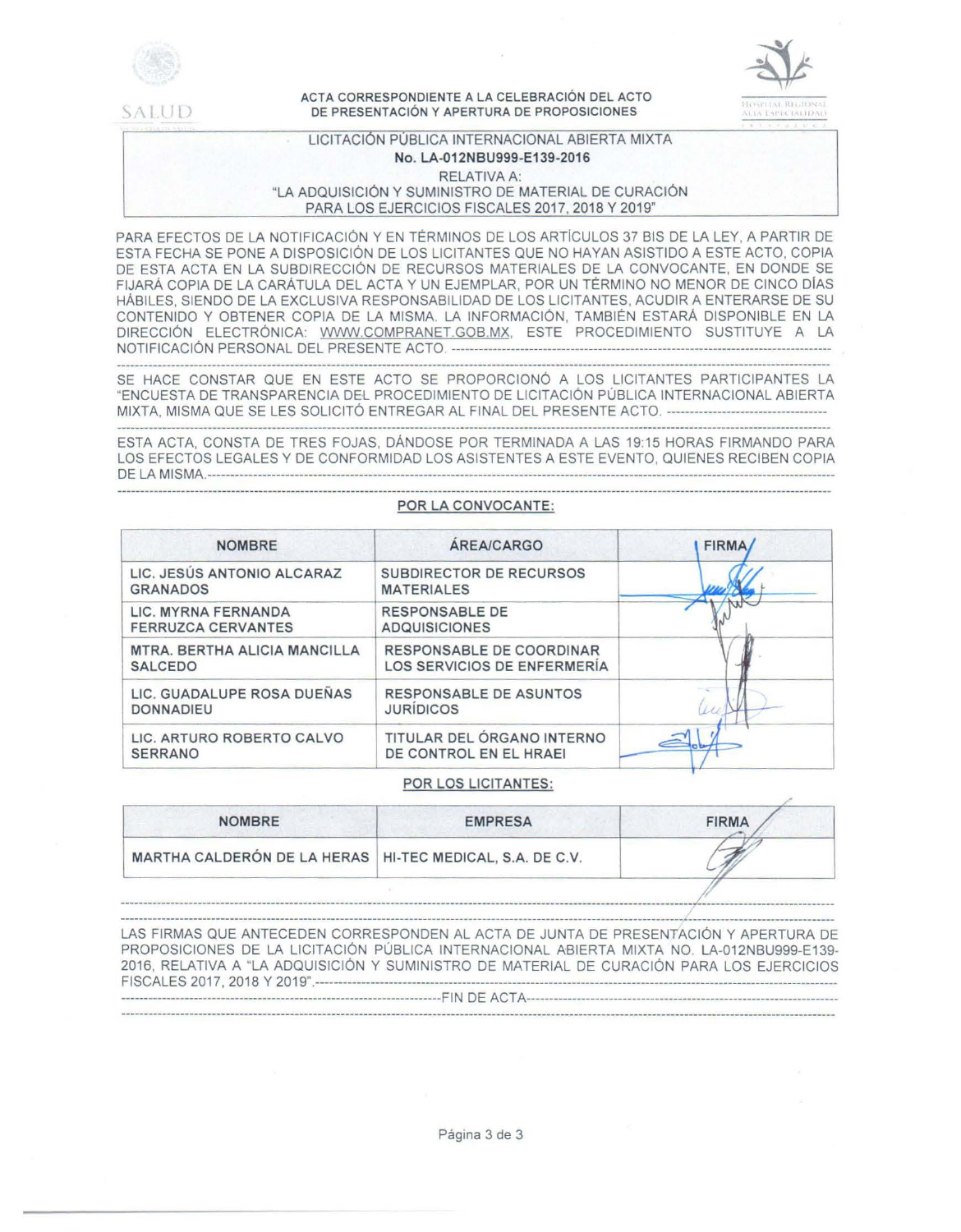ACTA CORRESPONDIENTE A LA CELEBRACIÓN DEL ACTO DE PRESENTACIÓN Y APERTURA DE PROPOSICIONES

LICITACIÓN PÚBLICA INTERNACIONAL ABIERTA MIXTA
**No. LA-012NBU999-E139-2016**
RELATIVA A:
"LA ADQUISICIÓN Y SUMINISTRO DE MATERIAL DE CURACIÓN PARA LOS EJERCICIOS FISCALES 2017, 2018 Y 2019"

PARA EFECTOS DE LA NOTIFICACIÓN Y EN TÉRMINOS DE LOS ARTÍCULOS 37 BIS DE LA LEY, A PARTIR DE ESTA FECHA SE PONE A DISPOSICIÓN DE LOS LICITANTES QUE NO HAYAN ASISTIDO A ESTE ACTO, COPIA DE ESTA ACTA EN LA SUBDIRECCIÓN DE RECURSOS MATERIALES DE LA CONVOCANTE, EN DONDE SE FIJARÁ COPIA DE LA CARÁTULA DEL ACTA Y UN EJEMPLAR, POR UN TÉRMINO NO MENOR DE CINCO DÍAS HÁBILES, SIENDO DE LA EXCLUSIVA RESPONSABILIDAD DE LOS LICITANTES, ACUDIR A ENTERARSE DE SU CONTENIDO Y OBTENER COPIA DE LA MISMA. LA INFORMACIÓN, TAMBIÉN ESTARÁ DISPONIBLE EN LA DIRECCIÓN ELECTRÓNICA: WWW.COMPRANET.GOB.MX, ESTE PROCEDIMIENTO SUSTITUYE A LA NOTIFICACIÓN PERSONAL DEL PRESENTE ACTO. ----------------------------------------

SE HACE CONSTAR QUE EN ESTE ACTO SE PROPORCIONÓ A LOS LICITANTES PARTICIPANTES LA "ENCUESTA DE TRANSPARENCIA DEL PROCEDIMIENTO DE LICITACIÓN PÚBLICA INTERNACIONAL ABIERTA MIXTA, MISMA QUE SE LES SOLICITÓ ENTREGAR AL FINAL DEL PRESENTE ACTO. ----------------------------------------

ESTA ACTA, CONSTA DE TRES FOJAS, DÁNDOSE POR TERMINADA A LAS 19:15 HORAS FIRMANDO PARA LOS EFECTOS LEGALES Y DE CONFORMIDAD LOS ASISTENTES A ESTE EVENTO, QUIENES RECIBEN COPIA DE LA MISMA.----------------------------------------

**POR LA CONVOCANTE:**

| NOMBRE | ÁREA/CARGO | FIRMA |
|---|---|---|
| LIC. JESÚS ANTONIO ALCARAZ GRANADOS | SUBDIRECTOR DE RECURSOS MATERIALES | |
| LIC. MYRNA FERNANDA FERRUZCA CERVANTES | RESPONSABLE DE ADQUISICIONES | |
| MTRA. BERTHA ALICIA MANCILLA SALCEDO | RESPONSABLE DE COORDINAR LOS SERVICIOS DE ENFERMERÍA | |
| LIC. GUADALUPE ROSA DUEÑAS DONNADIEU | RESPONSABLE DE ASUNTOS JURÍDICOS | |
| LIC. ARTURO ROBERTO CALVO SERRANO | TITULAR DEL ÓRGANO INTERNO DE CONTROL EN EL HRAEI | |

**POR LOS LICITANTES:**

| NOMBRE | EMPRESA | FIRMA |
|---|---|---|
| MARTHA CALDERÓN DE LA HERAS | HI-TEC MEDICAL, S.A. DE C.V. | |

LAS FIRMAS QUE ANTECEDEN CORRESPONDEN AL ACTA DE JUNTA DE PRESENTACIÓN Y APERTURA DE PROPOSICIONES DE LA LICITACIÓN PÚBLICA INTERNACIONAL ABIERTA MIXTA NO. LA-012NBU999-E139-2016, RELATIVA A "LA ADQUISICIÓN Y SUMINISTRO DE MATERIAL DE CURACIÓN PARA LOS EJERCICIOS FISCALES 2017, 2018 Y 2019".----------------------------------------

----------------------------------------FIN DE ACTA----------------------------------------